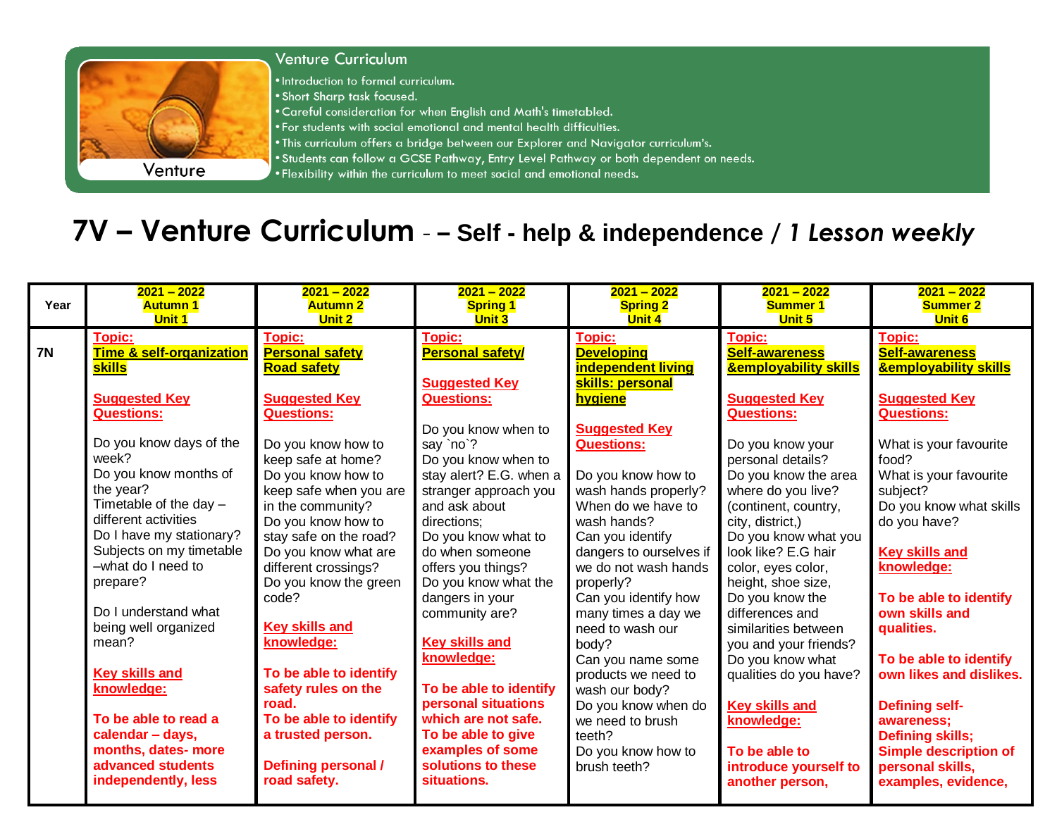## Venture Curriculum

Venture

- Introduction to formal curriculum.
- Short Sharp task focused.
- Careful consideration for when English and Math's timetabled.
- For students with social emotional and mental health difficulties.
- This curriculum offers a bridge between our Explorer and Navigator curriculum's.
- Students can follow a GCSE Pathway, Entry Level Pathway or both dependent on needs.
- Flexibility within the curriculum to meet social and emotional needs.

# 7V – Venture Curriculum - – Self - help & independence / *1 Lesson weekly*

| Year | 2021 – 2022 Autumn 1 Unit 1 | 2021 – 2022 Autumn 2 Unit 2 | 2021 – 2022 Spring 1 Unit 3 | 2021 – 2022 Spring 2 Unit 4 | 2021 – 2022 Summer 1 Unit 5 | 2021 – 2022 Summer 2 Unit 6 |
|---|---|---|---|---|---|---|
| **7N** | **Topic:** **Time & self-organization skills**<br><br>**Suggested Key Questions:**<br><br>Do you know days of the week?<br>Do you know months of the year?<br>Timetable of the day – different activities<br>Do I have my stationary?<br>Subjects on my timetable –what do I need to prepare?<br><br>Do I understand what being well organized mean?<br><br>**Key skills and knowledge:**<br><br>**To be able to read a calendar – days, months, dates- more advanced students independently, less** | **Topic:** **Personal safety Road safety**<br><br>**Suggested Key Questions:**<br><br>Do you know how to keep safe at home?<br>Do you know how to keep safe when you are in the community?<br>Do you know how to stay safe on the road?<br>Do you know what are different crossings?<br>Do you know the green code?<br><br>**Key skills and knowledge:**<br><br>**To be able to identify safety rules on the road.**<br>**To be able to identify a trusted person.**<br><br>**Defining personal / road safety.** | **Topic:** **Personal safety/**<br><br>**Suggested Key Questions:**<br><br>Do you know when to say `no`?<br>Do you know when to stay alert? E.G. when a stranger approach you and ask about directions;<br>Do you know what to do when someone offers you things?<br>Do you know what the dangers in your community are?<br><br>**Key skills and knowledge:**<br><br>**To be able to identify personal situations which are not safe.**<br>**To be able to give examples of some solutions to these situations.** | **Topic:** **Developing independent living skills: personal hygiene**<br><br>**Suggested Key Questions:**<br><br>Do you know how to wash hands properly?<br>When do we have to wash hands?<br>Can you identify dangers to ourselves if we do not wash hands properly?<br>Can you identify how many times a day we need to wash our body?<br>Can you name some products we need to wash our body?<br>Do you know when do we need to brush teeth?<br>Do you know how to brush teeth? | **Topic:** **Self-awareness &employability skills**<br><br>**Suggested Key Questions:**<br><br>Do you know your personal details?<br>Do you know the area where do you live? (continent, country, city, district,)<br>Do you know what you look like? E.G hair color, eyes color, height, shoe size,<br>Do you know the differences and similarities between you and your friends?<br>Do you know what qualities do you have?<br><br>**Key skills and knowledge:**<br><br>**To be able to introduce yourself to another person,** | **Topic:** **Self-awareness &employability skills**<br><br>**Suggested Key Questions:**<br><br>What is your favourite food?<br>What is your favourite subject?<br>Do you know what skills do you have?<br><br>**Key skills and knowledge:**<br><br>**To be able to identify own skills and qualities.**<br><br>**To be able to identify own likes and dislikes.**<br><br>**Defining self-awareness;**<br>**Defining skills;**<br>**Simple description of personal skills, examples, evidence,** |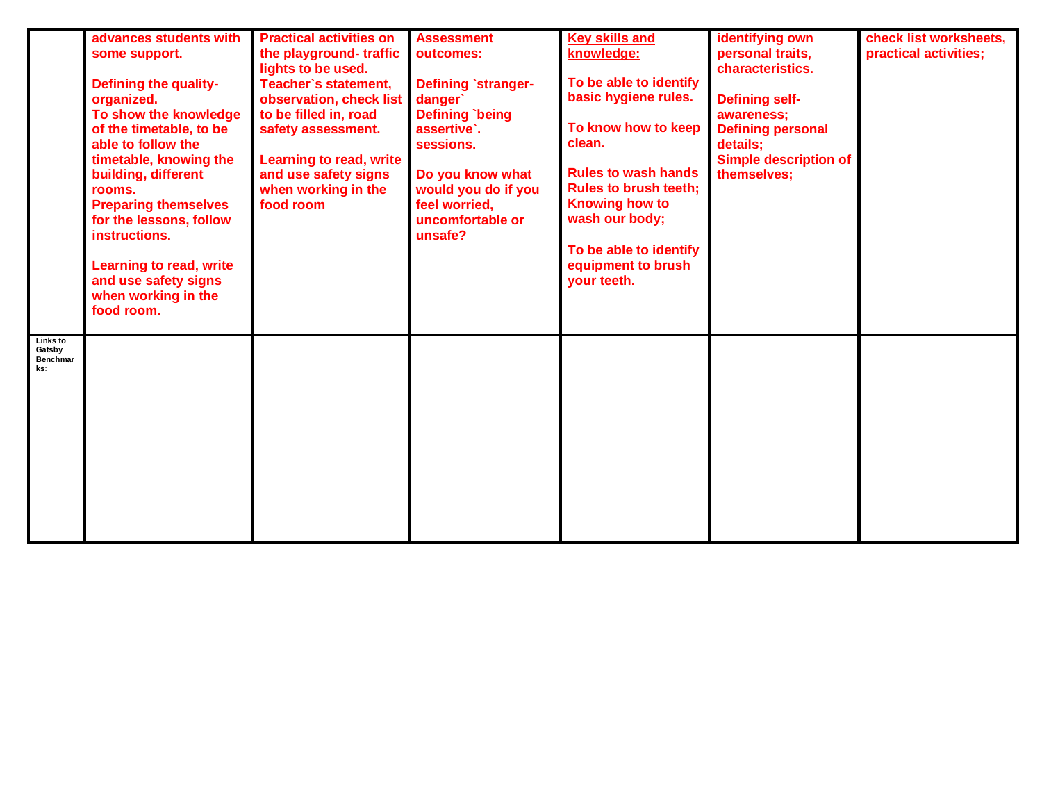| | | | | | | |
|---|---|---|---|---|---|---|
| | **advances students with some support.**<br><br>**Defining the quality- organized.**<br>**To show the knowledge of the timetable, to be able to follow the timetable, knowing the building, different rooms.**<br>**Preparing themselves for the lessons, follow instructions.**<br><br>**Learning to read, write and use safety signs when working in the food room.** | **Practical activities on the playground- traffic lights to be used.**<br>**Teacher`s statement, observation, check list to be filled in, road safety assessment.**<br><br>**Learning to read, write and use safety signs when working in the food room** | **Assessment outcomes:**<br><br>**Defining `stranger- danger`**<br>**Defining `being assertive`.**<br>**sessions.**<br><br>**Do you know what would you do if you feel worried, uncomfortable or unsafe?** | <u>**Key skills and knowledge:**</u><br><br>**To be able to identify basic hygiene rules.**<br><br>**To know how to keep clean.**<br><br>**Rules to wash hands**<br>**Rules to brush teeth;**<br>**Knowing how to wash our body;**<br><br>**To be able to identify equipment to brush your teeth.** | **identifying own personal traits, characteristics.**<br><br>**Defining self- awareness;**<br>**Defining personal details;**<br>**Simple description of themselves;** | **check list worksheets, practical activities;** |
| **Links to Gatsby Benchmarks**: | | | | | | |